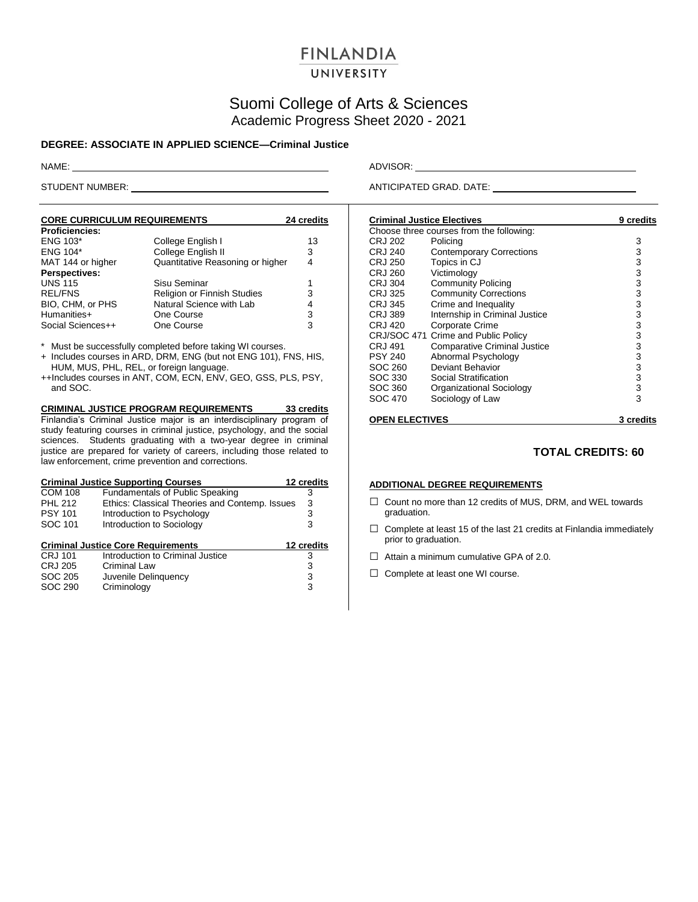# FINLANDIA UNIVERSITY

## Suomi College of Arts & Sciences
### Academic Progress Sheet 2020 - 2021

**DEGREE: ASSOCIATE IN APPLIED SCIENCE—Criminal Justice**

NAME: ______________________________ ADVISOR: ______________________________

STUDENT NUMBER: ______________________________ ANTICIPATED GRAD. DATE: ______________________________

**CORE CURRICULUM REQUIREMENTS — 24 credits**

| Course | Title | Credits |
|---|---|---|
| **Proficiencies:** | | |
| ENG 103* | College English I | 13 |
| ENG 104* | College English II | 3 |
| MAT 144 or higher | Quantitative Reasoning or higher | 4 |
| **Perspectives:** | | |
| UNS 115 | Sisu Seminar | 1 |
| REL/FNS | Religion or Finnish Studies | 3 |
| BIO, CHM, or PHS | Natural Science with Lab | 4 |
| Humanities+ | One Course | 3 |
| Social Sciences++ | One Course | 3 |

\* Must be successfully completed before taking WI courses.
+ Includes courses in ARD, DRM, ENG (but not ENG 101), FNS, HIS, HUM, MUS, PHL, REL, or foreign language.
++Includes courses in ANT, COM, ECN, ENV, GEO, GSS, PLS, PSY, and SOC.

**CRIMINAL JUSTICE PROGRAM REQUIREMENTS — 33 credits**

Finlandia's Criminal Justice major is an interdisciplinary program of study featuring courses in criminal justice, psychology, and the social sciences. Students graduating with a two-year degree in criminal justice are prepared for variety of careers, including those related to law enforcement, crime prevention and corrections.

**Criminal Justice Supporting Courses — 12 credits**

| Course | Title | Credits |
|---|---|---|
| COM 108 | Fundamentals of Public Speaking | 3 |
| PHL 212 | Ethics: Classical Theories and Contemp. Issues | 3 |
| PSY 101 | Introduction to Psychology | 3 |
| SOC 101 | Introduction to Sociology | 3 |

**Criminal Justice Core Requirements — 12 credits**

| Course | Title | Credits |
|---|---|---|
| CRJ 101 | Introduction to Criminal Justice | 3 |
| CRJ 205 | Criminal Law | 3 |
| SOC 205 | Juvenile Delinquency | 3 |
| SOC 290 | Criminology | 3 |

**Criminal Justice Electives — 9 credits**

Choose three courses from the following:

| Course | Title | Credits |
|---|---|---|
| CRJ 202 | Policing | 3 |
| CRJ 240 | Contemporary Corrections | 3 |
| CRJ 250 | Topics in CJ | 3 |
| CRJ 260 | Victimology | 3 |
| CRJ 304 | Community Policing | 3 |
| CRJ 325 | Community Corrections | 3 |
| CRJ 345 | Crime and Inequality | 3 |
| CRJ 389 | Internship in Criminal Justice | 3 |
| CRJ 420 | Corporate Crime | 3 |
| CRJ/SOC 471 | Crime and Public Policy | 3 |
| CRJ 491 | Comparative Criminal Justice | 3 |
| PSY 240 | Abnormal Psychology | 3 |
| SOC 260 | Deviant Behavior | 3 |
| SOC 330 | Social Stratification | 3 |
| SOC 360 | Organizational Sociology | 3 |
| SOC 470 | Sociology of Law | 3 |

**OPEN ELECTIVES — 3 credits**

## TOTAL CREDITS: 60

**ADDITIONAL DEGREE REQUIREMENTS**

- ☐ Count no more than 12 credits of MUS, DRM, and WEL towards graduation.
- ☐ Complete at least 15 of the last 21 credits at Finlandia immediately prior to graduation.
- ☐ Attain a minimum cumulative GPA of 2.0.
- ☐ Complete at least one WI course.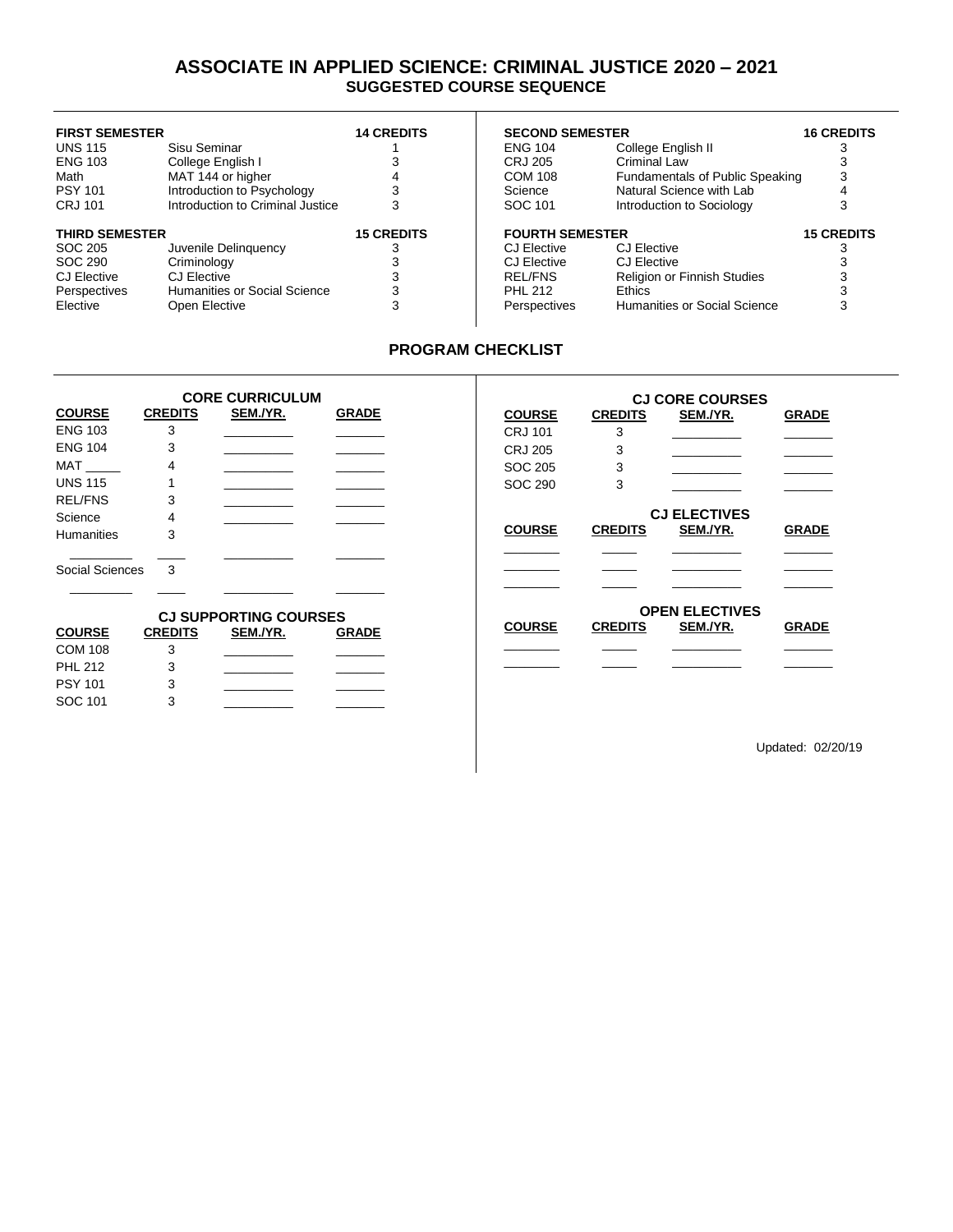# ASSOCIATE IN APPLIED SCIENCE: CRIMINAL JUSTICE 2020 – 2021

## SUGGESTED COURSE SEQUENCE

| FIRST SEMESTER | | 14 CREDITS |
|---|---|---|
| UNS 115 | Sisu Seminar | 1 |
| ENG 103 | College English I | 3 |
| Math | MAT 144 or higher | 4 |
| PSY 101 | Introduction to Psychology | 3 |
| CRJ 101 | Introduction to Criminal Justice | 3 |

| SECOND SEMESTER | | 16 CREDITS |
|---|---|---|
| ENG 104 | College English II | 3 |
| CRJ 205 | Criminal Law | 3 |
| COM 108 | Fundamentals of Public Speaking | 3 |
| Science | Natural Science with Lab | 4 |
| SOC 101 | Introduction to Sociology | 3 |

| THIRD SEMESTER | | 15 CREDITS |
|---|---|---|
| SOC 205 | Juvenile Delinquency | 3 |
| SOC 290 | Criminology | 3 |
| CJ Elective | CJ Elective | 3 |
| Perspectives | Humanities or Social Science | 3 |
| Elective | Open Elective | 3 |

| FOURTH SEMESTER | | 15 CREDITS |
|---|---|---|
| CJ Elective | CJ Elective | 3 |
| CJ Elective | CJ Elective | 3 |
| REL/FNS | Religion or Finnish Studies | 3 |
| PHL 212 | Ethics | 3 |
| Perspectives | Humanities or Social Science | 3 |

## PROGRAM CHECKLIST

### CORE CURRICULUM

| COURSE | CREDITS | SEM./YR. | GRADE |
|---|---|---|---|
| ENG 103 | 3 | | |
| ENG 104 | 3 | | |
| MAT _____ | 4 | | |
| UNS 115 | 1 | | |
| REL/FNS | 3 | | |
| Science | 4 | | |
| Humanities | 3 | | |
| | | | |
| Social Sciences | 3 | | |
| | | | |

### CJ SUPPORTING COURSES

| COURSE | CREDITS | SEM./YR. | GRADE |
|---|---|---|---|
| COM 108 | 3 | | |
| PHL 212 | 3 | | |
| PSY 101 | 3 | | |
| SOC 101 | 3 | | |

### CJ CORE COURSES

| COURSE | CREDITS | SEM./YR. | GRADE |
|---|---|---|---|
| CRJ 101 | 3 | | |
| CRJ 205 | 3 | | |
| SOC 205 | 3 | | |
| SOC 290 | 3 | | |

### CJ ELECTIVES

| COURSE | CREDITS | SEM./YR. | GRADE |
|---|---|---|---|
| | | | |
| | | | |
| | | | |

### OPEN ELECTIVES

| COURSE | CREDITS | SEM./YR. | GRADE |
|---|---|---|---|
| | | | |
| | | | |

Updated: 02/20/19